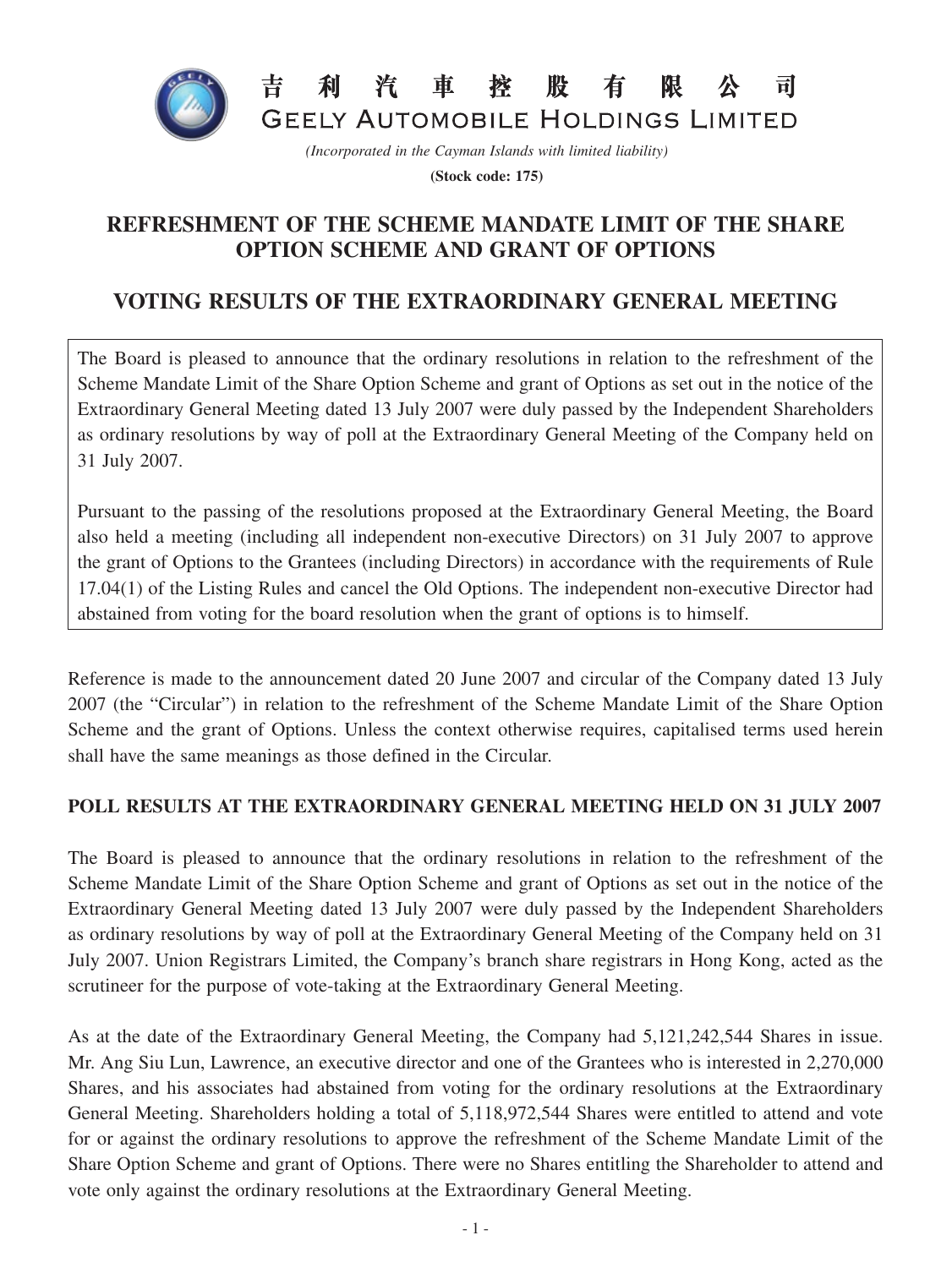# 吉利汽車控股有限公司
# GEELY AUTOMOBILE HOLDINGS LIMITED

*(Incorporated in the Cayman Islands with limited liability)*

**(Stock code: 175)**

## REFRESHMENT OF THE SCHEME MANDATE LIMIT OF THE SHARE OPTION SCHEME AND GRANT OF OPTIONS

## VOTING RESULTS OF THE EXTRAORDINARY GENERAL MEETING

The Board is pleased to announce that the ordinary resolutions in relation to the refreshment of the Scheme Mandate Limit of the Share Option Scheme and grant of Options as set out in the notice of the Extraordinary General Meeting dated 13 July 2007 were duly passed by the Independent Shareholders as ordinary resolutions by way of poll at the Extraordinary General Meeting of the Company held on 31 July 2007.

Pursuant to the passing of the resolutions proposed at the Extraordinary General Meeting, the Board also held a meeting (including all independent non-executive Directors) on 31 July 2007 to approve the grant of Options to the Grantees (including Directors) in accordance with the requirements of Rule 17.04(1) of the Listing Rules and cancel the Old Options. The independent non-executive Director had abstained from voting for the board resolution when the grant of options is to himself.

Reference is made to the announcement dated 20 June 2007 and circular of the Company dated 13 July 2007 (the "Circular") in relation to the refreshment of the Scheme Mandate Limit of the Share Option Scheme and the grant of Options. Unless the context otherwise requires, capitalised terms used herein shall have the same meanings as those defined in the Circular.

### POLL RESULTS AT THE EXTRAORDINARY GENERAL MEETING HELD ON 31 JULY 2007

The Board is pleased to announce that the ordinary resolutions in relation to the refreshment of the Scheme Mandate Limit of the Share Option Scheme and grant of Options as set out in the notice of the Extraordinary General Meeting dated 13 July 2007 were duly passed by the Independent Shareholders as ordinary resolutions by way of poll at the Extraordinary General Meeting of the Company held on 31 July 2007. Union Registrars Limited, the Company's branch share registrars in Hong Kong, acted as the scrutineer for the purpose of vote-taking at the Extraordinary General Meeting.

As at the date of the Extraordinary General Meeting, the Company had 5,121,242,544 Shares in issue. Mr. Ang Siu Lun, Lawrence, an executive director and one of the Grantees who is interested in 2,270,000 Shares, and his associates had abstained from voting for the ordinary resolutions at the Extraordinary General Meeting. Shareholders holding a total of 5,118,972,544 Shares were entitled to attend and vote for or against the ordinary resolutions to approve the refreshment of the Scheme Mandate Limit of the Share Option Scheme and grant of Options. There were no Shares entitling the Shareholder to attend and vote only against the ordinary resolutions at the Extraordinary General Meeting.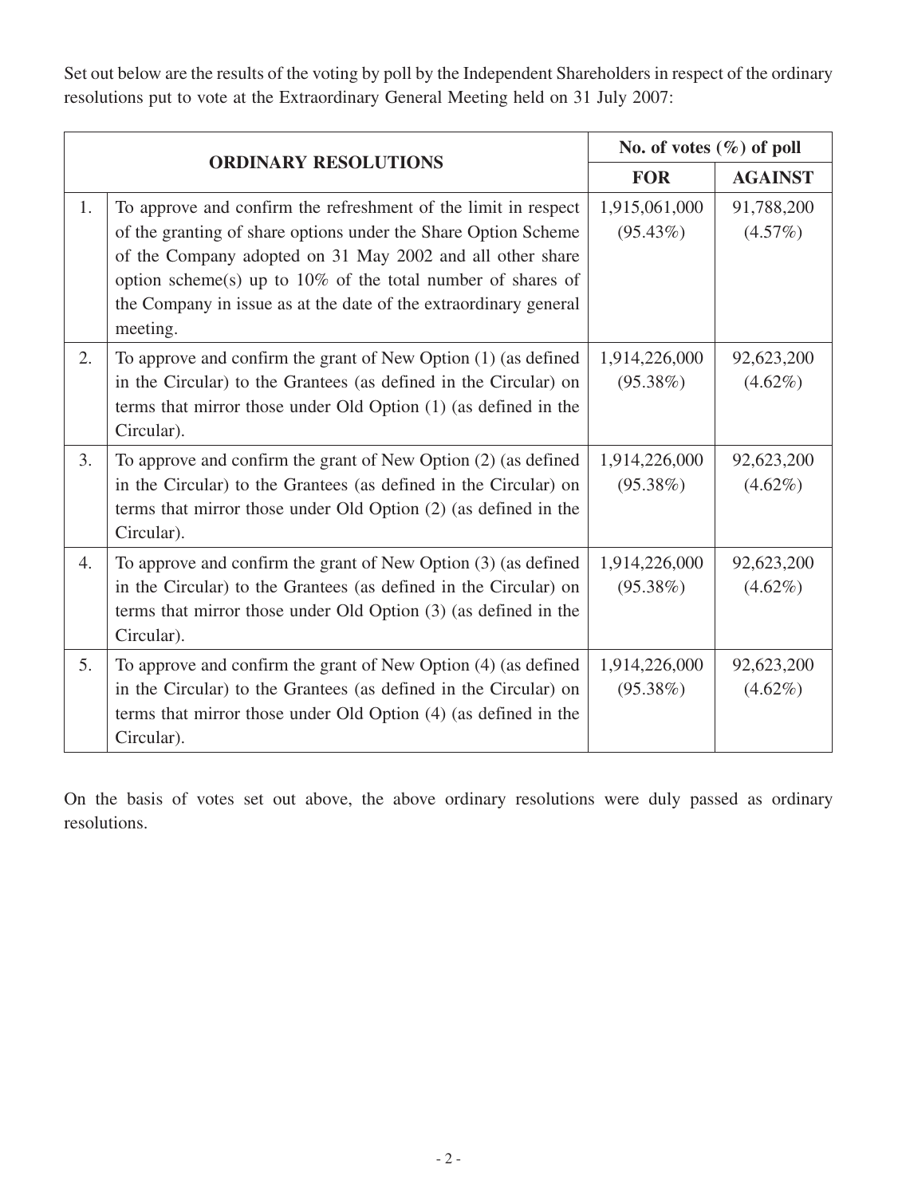Set out below are the results of the voting by poll by the Independent Shareholders in respect of the ordinary resolutions put to vote at the Extraordinary General Meeting held on 31 July 2007:

| ORDINARY RESOLUTIONS | | No. of votes (%) of poll | |
|---|---|---|---|
| | | **FOR** | **AGAINST** |
| 1. | To approve and confirm the refreshment of the limit in respect of the granting of share options under the Share Option Scheme of the Company adopted on 31 May 2002 and all other share option scheme(s) up to 10% of the total number of shares of the Company in issue as at the date of the extraordinary general meeting. | 1,915,061,000 (95.43%) | 91,788,200 (4.57%) |
| 2. | To approve and confirm the grant of New Option (1) (as defined in the Circular) to the Grantees (as defined in the Circular) on terms that mirror those under Old Option (1) (as defined in the Circular). | 1,914,226,000 (95.38%) | 92,623,200 (4.62%) |
| 3. | To approve and confirm the grant of New Option (2) (as defined in the Circular) to the Grantees (as defined in the Circular) on terms that mirror those under Old Option (2) (as defined in the Circular). | 1,914,226,000 (95.38%) | 92,623,200 (4.62%) |
| 4. | To approve and confirm the grant of New Option (3) (as defined in the Circular) to the Grantees (as defined in the Circular) on terms that mirror those under Old Option (3) (as defined in the Circular). | 1,914,226,000 (95.38%) | 92,623,200 (4.62%) |
| 5. | To approve and confirm the grant of New Option (4) (as defined in the Circular) to the Grantees (as defined in the Circular) on terms that mirror those under Old Option (4) (as defined in the Circular). | 1,914,226,000 (95.38%) | 92,623,200 (4.62%) |

On the basis of votes set out above, the above ordinary resolutions were duly passed as ordinary resolutions.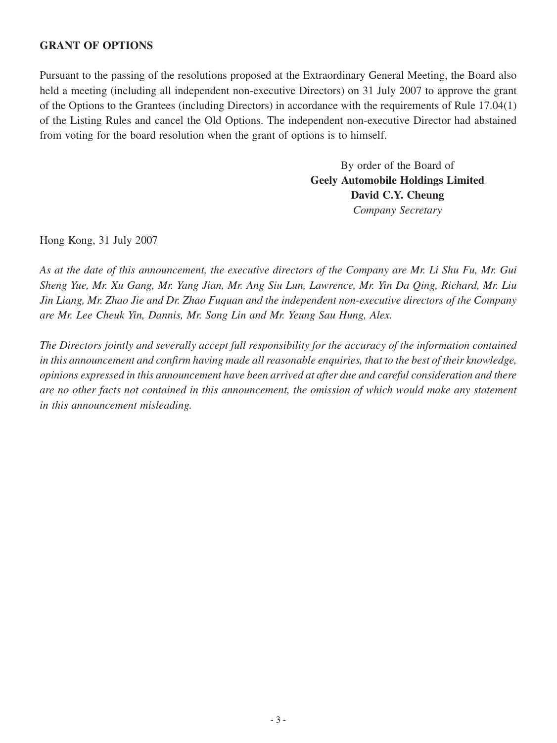**GRANT OF OPTIONS**

Pursuant to the passing of the resolutions proposed at the Extraordinary General Meeting, the Board also held a meeting (including all independent non-executive Directors) on 31 July 2007 to approve the grant of the Options to the Grantees (including Directors) in accordance with the requirements of Rule 17.04(1) of the Listing Rules and cancel the Old Options. The independent non-executive Director had abstained from voting for the board resolution when the grant of options is to himself.

By order of the Board of
**Geely Automobile Holdings Limited**
**David C.Y. Cheung**
*Company Secretary*

Hong Kong, 31 July 2007

*As at the date of this announcement, the executive directors of the Company are Mr. Li Shu Fu, Mr. Gui Sheng Yue, Mr. Xu Gang, Mr. Yang Jian, Mr. Ang Siu Lun, Lawrence, Mr. Yin Da Qing, Richard, Mr. Liu Jin Liang, Mr. Zhao Jie and Dr. Zhao Fuquan and the independent non-executive directors of the Company are Mr. Lee Cheuk Yin, Dannis, Mr. Song Lin and Mr. Yeung Sau Hung, Alex.*

*The Directors jointly and severally accept full responsibility for the accuracy of the information contained in this announcement and confirm having made all reasonable enquiries, that to the best of their knowledge, opinions expressed in this announcement have been arrived at after due and careful consideration and there are no other facts not contained in this announcement, the omission of which would make any statement in this announcement misleading.*